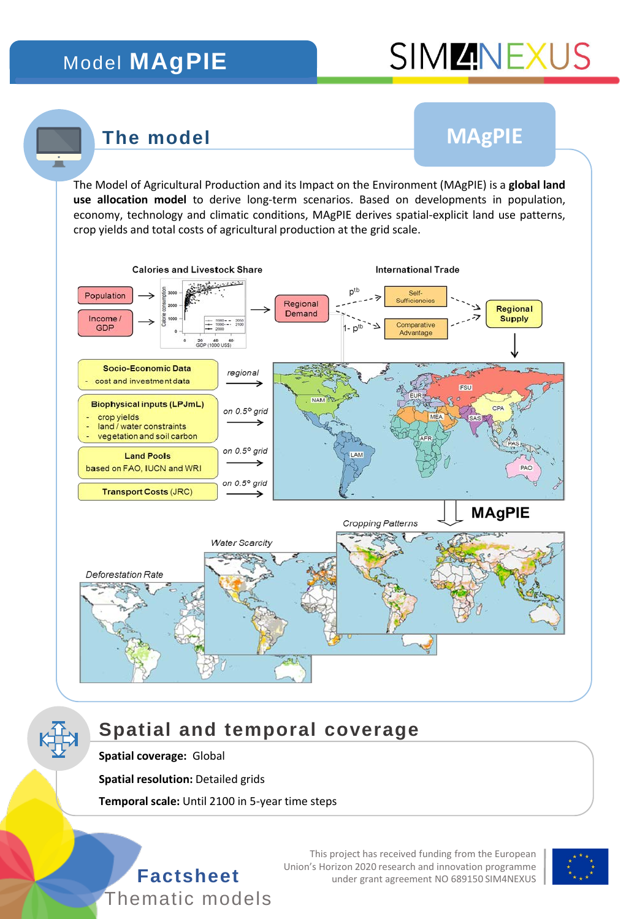# Model MAgPIE

## The model

**MAgPIE**

The Model of Agricultural Production and its Impact on the Environment (MAgPIE) is a **global land use allocation model** to derive long-term scenarios. Based on developments in population, economy, technology and climatic conditions, MAgPIE derives spatial-explicit land use patterns, crop yields and total costs of agricultural production at the grid scale.

Calories and Livestock Share

International Trade

Population

Income / GDP

Regional Demand

$p^{tb}$

$1- p^{tb}$

Self-Sufficiencies

Comparative Advantage

Regional Supply

**Socio-Economic Data**
- cost and investment data

*regional*

**Biophysical inputs (LPJmL)**
- crop yields
- land / water constraints
- vegetation and soil carbon

*on 0.5° grid*

**Land Pools**
based on FAO, IUCN and WRI

*on 0.5° grid*

**Transport Costs** (JRC)

*on 0.5° grid*

NAM, EUR, FSU, MEA, CPA, SAS, AFR, LAM, PAS, PAO

**MAgPIE**

*Cropping Patterns*

*Water Scarcity*

*Deforestation Rate*

## Spatial and temporal coverage

**Spatial coverage:** Global

**Spatial resolution:** Detailed grids

**Temporal scale:** Until 2100 in 5-year time steps

**Factsheet**
Thematic models

This project has received funding from the European Union's Horizon 2020 research and innovation programme under grant agreement NO 689150 SIM4NEXUS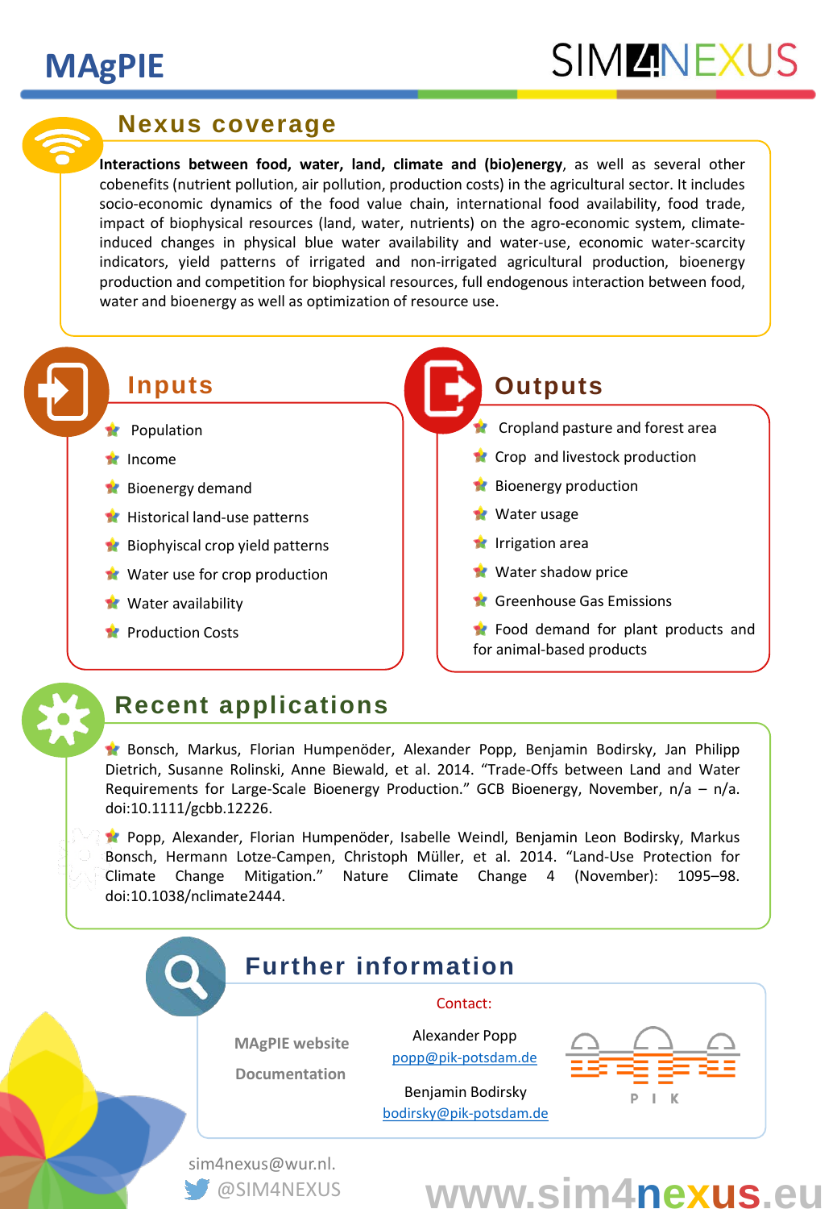# MAgPIE

SIM4NEXUS

## Nexus coverage

**Interactions between food, water, land, climate and (bio)energy**, as well as several other cobenefits (nutrient pollution, air pollution, production costs) in the agricultural sector. It includes socio-economic dynamics of the food value chain, international food availability, food trade, impact of biophysical resources (land, water, nutrients) on the agro-economic system, climate-induced changes in physical blue water availability and water-use, economic water-scarcity indicators, yield patterns of irrigated and non-irrigated agricultural production, bioenergy production and competition for biophysical resources, full endogenous interaction between food, water and bioenergy as well as optimization of resource use.

## Inputs

- Population
- Income
- Bioenergy demand
- Historical land-use patterns
- Biophyiscal crop yield patterns
- Water use for crop production
- Water availability
- Production Costs

## Outputs

- Cropland pasture and forest area
- Crop and livestock production
- Bioenergy production
- Water usage
- Irrigation area
- Water shadow price
- Greenhouse Gas Emissions
- Food demand for plant products and for animal-based products

## Recent applications

- Bonsch, Markus, Florian Humpenöder, Alexander Popp, Benjamin Bodirsky, Jan Philipp Dietrich, Susanne Rolinski, Anne Biewald, et al. 2014. "Trade-Offs between Land and Water Requirements for Large-Scale Bioenergy Production." GCB Bioenergy, November, n/a – n/a. doi:10.1111/gcbb.12226.
- Popp, Alexander, Florian Humpenöder, Isabelle Weindl, Benjamin Leon Bodirsky, Markus Bonsch, Hermann Lotze-Campen, Christoph Müller, et al. 2014. "Land-Use Protection for Climate Change Mitigation." Nature Climate Change 4 (November): 1095–98. doi:10.1038/nclimate2444.

## Further information

MAgPIE website

Documentation

Contact:

Alexander Popp
popp@pik-potsdam.de

Benjamin Bodirsky
bodirsky@pik-potsdam.de

PIK

sim4nexus@wur.nl.

@SIM4NEXUS

www.sim4nexus.eu